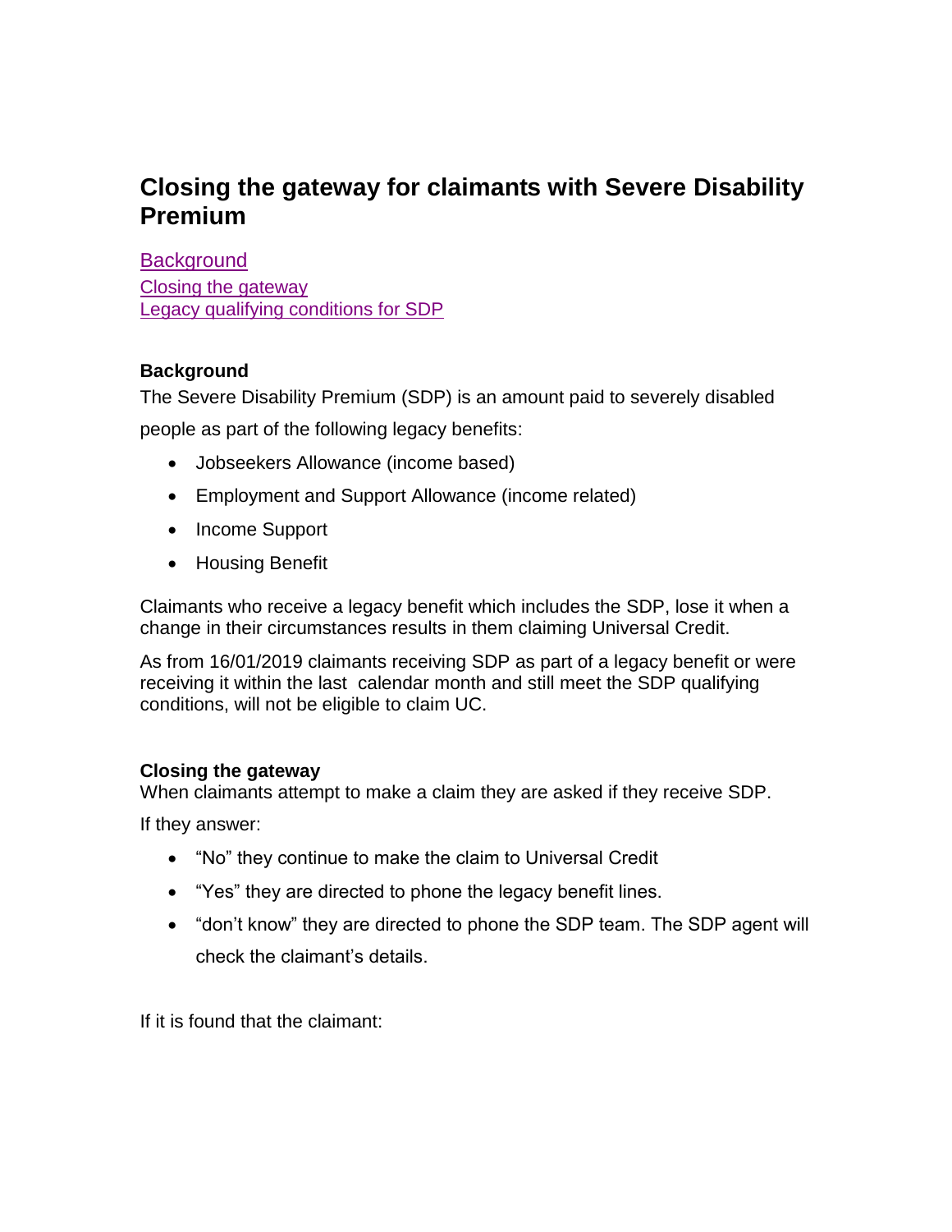# Closing the gateway for claimants with Severe Disability Premium

[Background](#background)
[Closing the gateway](#closing-the-gateway)
[Legacy qualifying conditions for SDP](#legacy-qualifying-conditions-for-sdp)

### Background

The Severe Disability Premium (SDP) is an amount paid to severely disabled people as part of the following legacy benefits:

- Jobseekers Allowance (income based)
- Employment and Support Allowance (income related)
- Income Support
- Housing Benefit

Claimants who receive a legacy benefit which includes the SDP, lose it when a change in their circumstances results in them claiming Universal Credit.

As from 16/01/2019 claimants receiving SDP as part of a legacy benefit or were receiving it within the last calendar month and still meet the SDP qualifying conditions, will not be eligible to claim UC.

### Closing the gateway

When claimants attempt to make a claim they are asked if they receive SDP.

If they answer:

- "No" they continue to make the claim to Universal Credit
- "Yes" they are directed to phone the legacy benefit lines.
- "don't know" they are directed to phone the SDP team. The SDP agent will check the claimant's details.

If it is found that the claimant: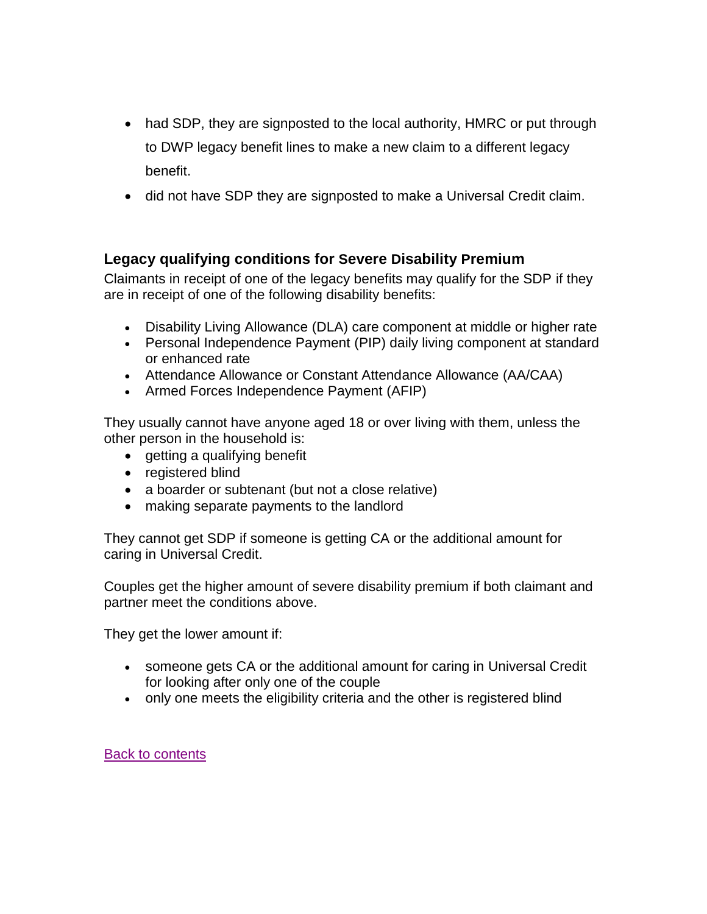- had SDP, they are signposted to the local authority, HMRC or put through to DWP legacy benefit lines to make a new claim to a different legacy benefit.
- did not have SDP they are signposted to make a Universal Credit claim.

### Legacy qualifying conditions for Severe Disability Premium

Claimants in receipt of one of the legacy benefits may qualify for the SDP if they are in receipt of one of the following disability benefits:

- Disability Living Allowance (DLA) care component at middle or higher rate
- Personal Independence Payment (PIP) daily living component at standard or enhanced rate
- Attendance Allowance or Constant Attendance Allowance (AA/CAA)
- Armed Forces Independence Payment (AFIP)

They usually cannot have anyone aged 18 or over living with them, unless the other person in the household is:

- getting a qualifying benefit
- registered blind
- a boarder or subtenant (but not a close relative)
- making separate payments to the landlord

They cannot get SDP if someone is getting CA or the additional amount for caring in Universal Credit.

Couples get the higher amount of severe disability premium if both claimant and partner meet the conditions above.

They get the lower amount if:

- someone gets CA or the additional amount for caring in Universal Credit for looking after only one of the couple
- only one meets the eligibility criteria and the other is registered blind

[Back to contents]